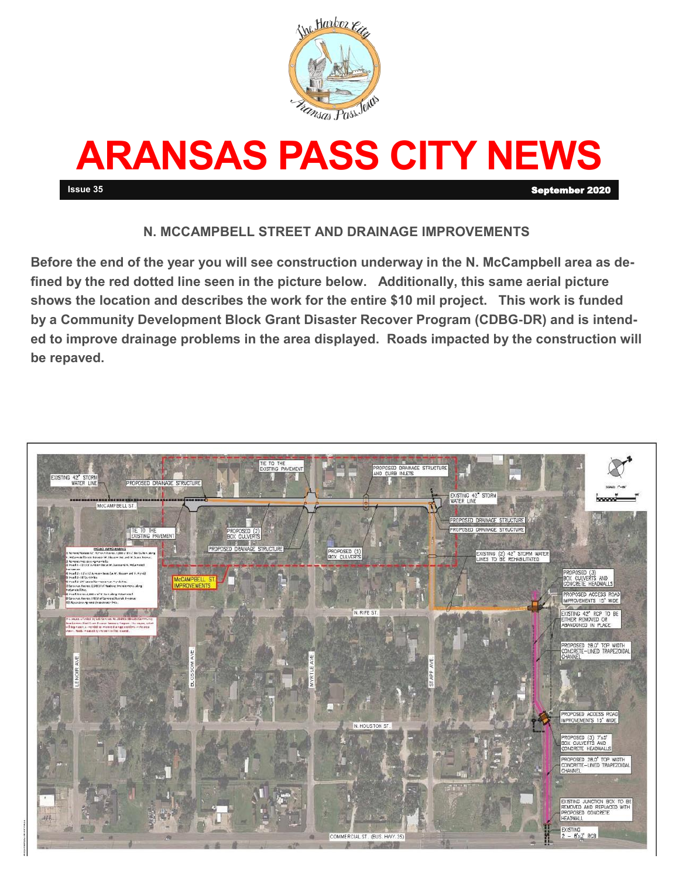# ARANSAS PASS CITY NEWS

**Issue 35** **September 2020**

## N. MCCAMPBELL STREET AND DRAINAGE IMPROVEMENTS

**Before the end of the year you will see construction underway in the N. McCampbell area as defined by the red dotted line seen in the picture below. Additionally, this same aerial picture shows the location and describes the work for the entire $10 mil project. This work is funded by a Community Development Block Grant Disaster Recover Program (CDBG-DR) and is intended to improve drainage problems in the area displayed. Roads impacted by the construction will be repaved.**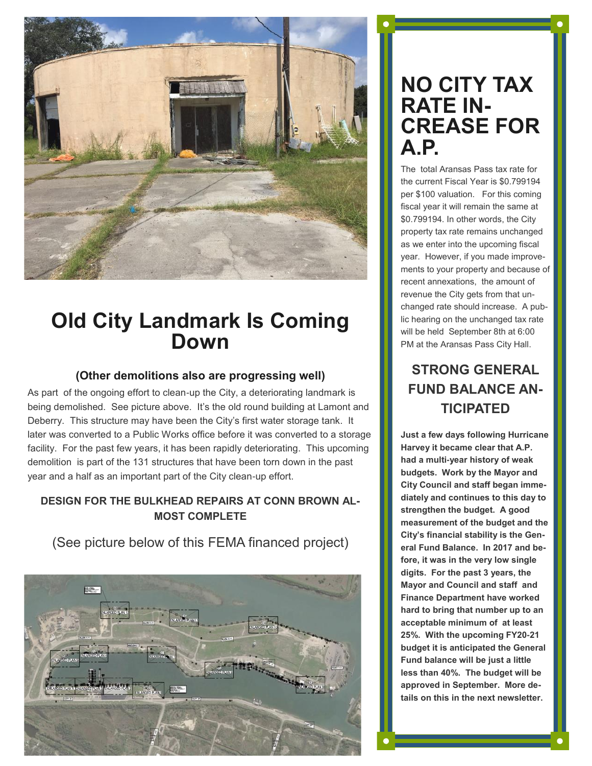# Old City Landmark Is Coming Down

### (Other demolitions also are progressing well)

As part of the ongoing effort to clean-up the City, a deteriorating landmark is being demolished. See picture above. It's the old round building at Lamont and Deberry. This structure may have been the City's first water storage tank. It later was converted to a Public Works office before it was converted to a storage facility. For the past few years, it has been rapidly deteriorating. This upcoming demolition is part of the 131 structures that have been torn down in the past year and a half as an important part of the City clean-up effort.

**DESIGN FOR THE BULKHEAD REPAIRS AT CONN BROWN ALMOST COMPLETE**

(See picture below of this FEMA financed project)

# NO CITY TAX RATE INCREASE FOR A.P.

The total Aransas Pass tax rate for the current Fiscal Year is $0.799194 per $100 valuation. For this coming fiscal year it will remain the same at $0.799194. In other words, the City property tax rate remains unchanged as we enter into the upcoming fiscal year. However, if you made improvements to your property and because of recent annexations, the amount of revenue the City gets from that unchanged rate should increase. A public hearing on the unchanged tax rate will be held September 8th at 6:00 PM at the Aransas Pass City Hall.

## STRONG GENERAL FUND BALANCE ANTICIPATED

**Just a few days following Hurricane Harvey it became clear that A.P. had a multi-year history of weak budgets. Work by the Mayor and City Council and staff began immediately and continues to this day to strengthen the budget. A good measurement of the budget and the City's financial stability is the General Fund Balance. In 2017 and before, it was in the very low single digits. For the past 3 years, the Mayor and Council and staff and Finance Department have worked hard to bring that number up to an acceptable minimum of at least 25%. With the upcoming FY20-21 budget it is anticipated the General Fund balance will be just a little less than 40%. The budget will be approved in September. More details on this in the next newsletter.**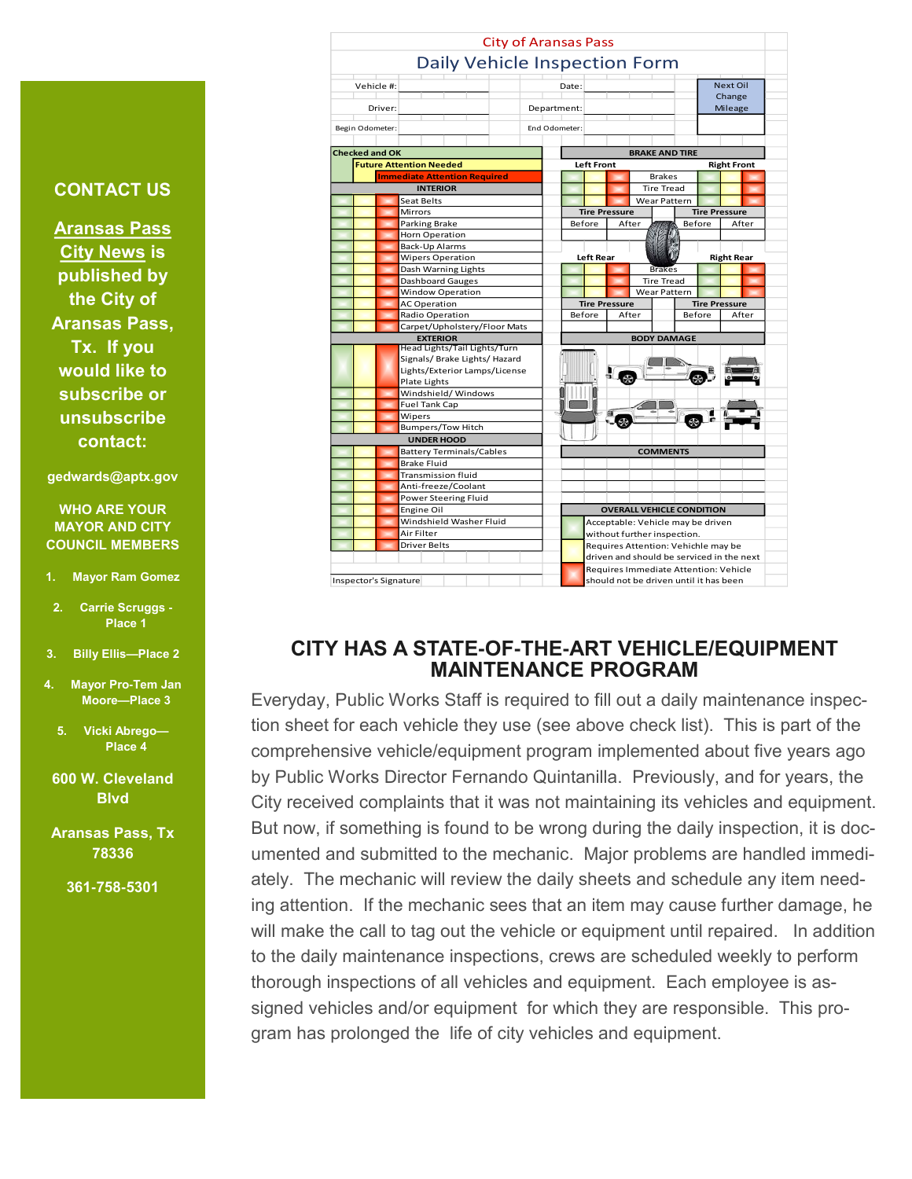**CONTACT US**

**Aransas Pass City News is published by the City of Aransas Pass, Tx. If you would like to subscribe or unsubscribe contact:**

**gedwards@aptx.gov**

**WHO ARE YOUR MAYOR AND CITY COUNCIL MEMBERS**

1. **Mayor Ram Gomez**
2. **Carrie Scruggs - Place 1**
3. **Billy Ellis—Place 2**
4. **Mayor Pro-Tem Jan Moore—Place 3**
5. **Vicki Abrego—Place 4**

**600 W. Cleveland Blvd**

**Aransas Pass, Tx 78336**

**361-758-5301**

City of Aransas Pass

Daily Vehicle Inspection Form

| Vehicle #: | | Date: | | Next Oil Change Mileage |
|---|---|---|---|---|
| Driver: | | Department: | | |
| Begin Odometer: | | End Odometer: | | |

Checked and OK / Future Attention Needed / Immediate Attention Required

| INTERIOR |
|---|
| Seat Belts |
| Mirrors |
| Parking Brake |
| Horn Operation |
| Back-Up Alarms |
| Wipers Operation |
| Dash Warning Lights |
| Dashboard Gauges |
| Window Operation |
| AC Operation |
| Radio Operation |
| Carpet/Upholstery/Floor Mats |
| **EXTERIOR** |
| Head Lights/Tail Lights/Turn Signals/ Brake Lights/ Hazard Lights/Exterior Lamps/License Plate Lights |
| Windshield/ Windows |
| Fuel Tank Cap |
| Wipers |
| Bumpers/Tow Hitch |
| **UNDER HOOD** |
| Battery Terminals/Cables |
| Brake Fluid |
| Transmission fluid |
| Anti-freeze/Coolant |
| Power Steering Fluid |
| Engine Oil |
| Windshield Washer Fluid |
| Air Filter |
| Driver Belts |

Inspector's Signature

**BRAKE AND TIRE**

| Left Front | | Right Front |
|---|---|---|
| | Brakes | |
| | Tire Tread | |
| | Wear Pattern | |

| Tire Pressure | | Tire Pressure | |
|---|---|---|---|
| Before | After | Before | After |
| | | | |

| Left Rear | | Right Rear |
|---|---|---|
| | Brakes | |
| | Tire Tread | |
| | Wear Pattern | |

| Tire Pressure | | Tire Pressure | |
|---|---|---|---|
| Before | After | Before | After |
| | | | |

**BODY DAMAGE**

**COMMENTS**

**OVERALL VEHICLE CONDITION**

- Acceptable: Vehicle may be driven without further inspection.
- Requires Attention: Vehichle may be driven and should be serviced in the next
- Requires Immediate Attention: Vehicle should not be driven until it has been

## CITY HAS A STATE-OF-THE-ART VEHICLE/EQUIPMENT MAINTENANCE PROGRAM

Everyday, Public Works Staff is required to fill out a daily maintenance inspection sheet for each vehicle they use (see above check list). This is part of the comprehensive vehicle/equipment program implemented about five years ago by Public Works Director Fernando Quintanilla. Previously, and for years, the City received complaints that it was not maintaining its vehicles and equipment. But now, if something is found to be wrong during the daily inspection, it is documented and submitted to the mechanic. Major problems are handled immediately. The mechanic will review the daily sheets and schedule any item needing attention. If the mechanic sees that an item may cause further damage, he will make the call to tag out the vehicle or equipment until repaired. In addition to the daily maintenance inspections, crews are scheduled weekly to perform thorough inspections of all vehicles and equipment. Each employee is assigned vehicles and/or equipment for which they are responsible. This program has prolonged the life of city vehicles and equipment.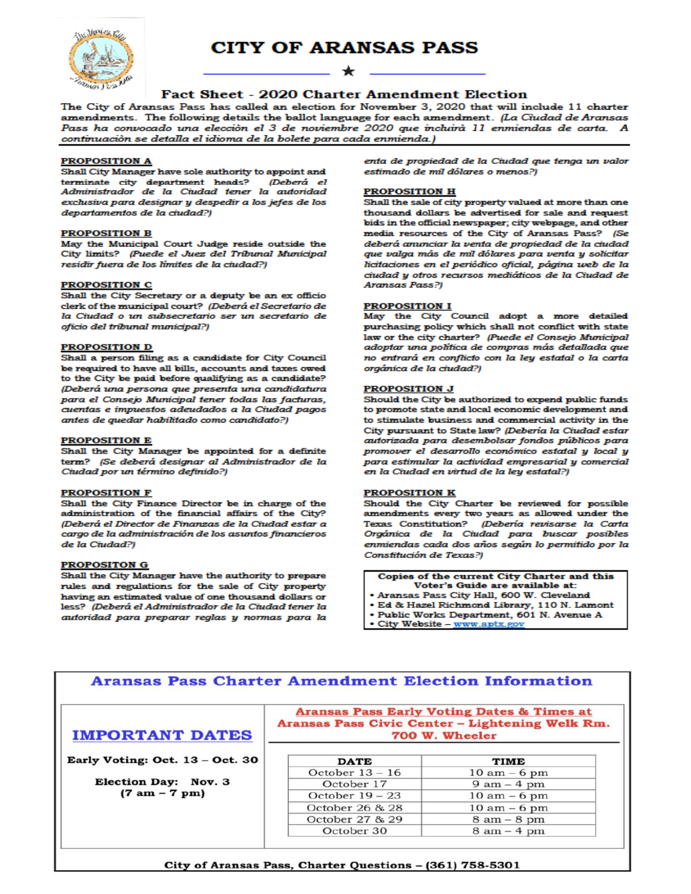# CITY OF ARANSAS PASS

## Fact Sheet - 2020 Charter Amendment Election

The City of Aransas Pass has called an election for November 3, 2020 that will include 11 charter amendments. The following details the ballot language for each amendment. *(La Ciudad de Aransas Pass ha convocado una elección el 3 de noviembre 2020 que incluirà 11 enmiendas de carta. A continuaciòn se detalla el idioma de la bolete para cada enmienda.)*

**PROPOSITION A**
Shall City Manager have sole authority to appoint and terminate city department heads? *(Deberá el Administrador de la Ciudad tener la autoridad exclusiva para designar y despedir a los jefes de los departamentos de la ciudad?)*

**PROPOSITION B**
May the Municipal Court Judge reside outside the City limits? *(Puede el Juez del Tribunal Municipal residir fuera de los límites de la ciudad?)*

**PROPOSITION C**
Shall the City Secretary or a deputy be an ex officio clerk of the municipal court? *(Deberá el Secretario de la Ciudad o un subsecretario ser un secretario de oficio del tribunal municipal?)*

**PROPOSITION D**
Shall a person filing as a candidate for City Council be required to have all bills, accounts and taxes owed to the City be paid before qualifying as a candidate? *(Deberá una persona que presenta una candidatura para el Consejo Municipal tener todas las facturas, cuentas e impuestos adeudados a la Ciudad pagos antes de quedar habilitado como candidato?)*

**PROPOSITION E**
Shall the City Manager be appointed for a definite term? *(Se deberá designar al Administrador de la Ciudad por un término definido?)*

**PROPOSITION F**
Shall the City Finance Director be in charge of the administration of the financial affairs of the City? *(Deberá el Director de Finanzas de la Ciudad estar a cargo de la administración de los asuntos financieros de la Ciudad?)*

**PROPOSITON G**
Shall the City Manager have the authority to prepare rules and regulations for the sale of City property having an estimated value of one thousand dollars or less? *(Deberá el Administrador de la Ciudad tener la autoridad para preparar reglas y normas para la enta de propiedad de la Ciudad que tenga un valor estimado de mil dólares o menos?)*

**PROPOSITION H**
Shall the sale of city property valued at more than one thousand dollars be advertised for sale and request bids in the official newspaper; city webpage, and other media resources of the City of Aransas Pass? *(Se deberá anunciar la venta de propiedad de la ciudad que valga más de mil dólares para venta y solicitar licitaciones en el periódico oficial, página web de la ciudad y otros recursos mediáticos de la Ciudad de Aransas Pass?)*

**PROPOSITION I**
May the City Council adopt a more detailed purchasing policy which shall not conflict with state law or the city charter? *(Puede el Consejo Municipal adoptar una política de compras más detallada que no entrará en conflicto con la ley estatal o la carta orgánica de la ciudad?)*

**PROPOSITION J**
Should the City be authorized to expend public funds to promote state and local economic development and to stimulate business and commercial activity in the City pursuant to State law? *(Debería la Ciudad estar autorizada para desembolsar fondos públicos para promover el desarrollo económico estatal y local y para estimular la actividad empresarial y comercial en la Ciudad en virtud de la ley estatal?)*

**PROPOSITION K**
Should the City Charter be reviewed for possible amendments every two years as allowed under the Texas Constitution? *(Debería revisarse la Carta Orgánica de la Ciudad para buscar posibles enmiendas cada dos años según lo permitido por la Constitución de Texas?)*

**Copies of the current City Charter and this Voter's Guide are available at:**
- Aransas Pass City Hall, 600 W. Cleveland
- Ed & Hazel Richmond Library, 110 N. Lamont
- Public Works Department, 601 N. Avenue A
- City Website – www.aptx.gov

## Aransas Pass Charter Amendment Election Information

### IMPORTANT DATES

**Early Voting: Oct. 13 – Oct. 30**

**Election Day: Nov. 3**
**(7 am – 7 pm)**

### Aransas Pass Early Voting Dates & Times at Aransas Pass Civic Center – Lightening Welk Rm. 700 W. Wheeler

| DATE | TIME |
|---|---|
| October 13 – 16 | 10 am – 6 pm |
| October 17 | 9 am – 4 pm |
| October 19 – 23 | 10 am – 6 pm |
| October 26 & 28 | 10 am – 6 pm |
| October 27 & 29 | 8 am – 8 pm |
| October 30 | 8 am – 4 pm |

**City of Aransas Pass, Charter Questions – (361) 758-5301**